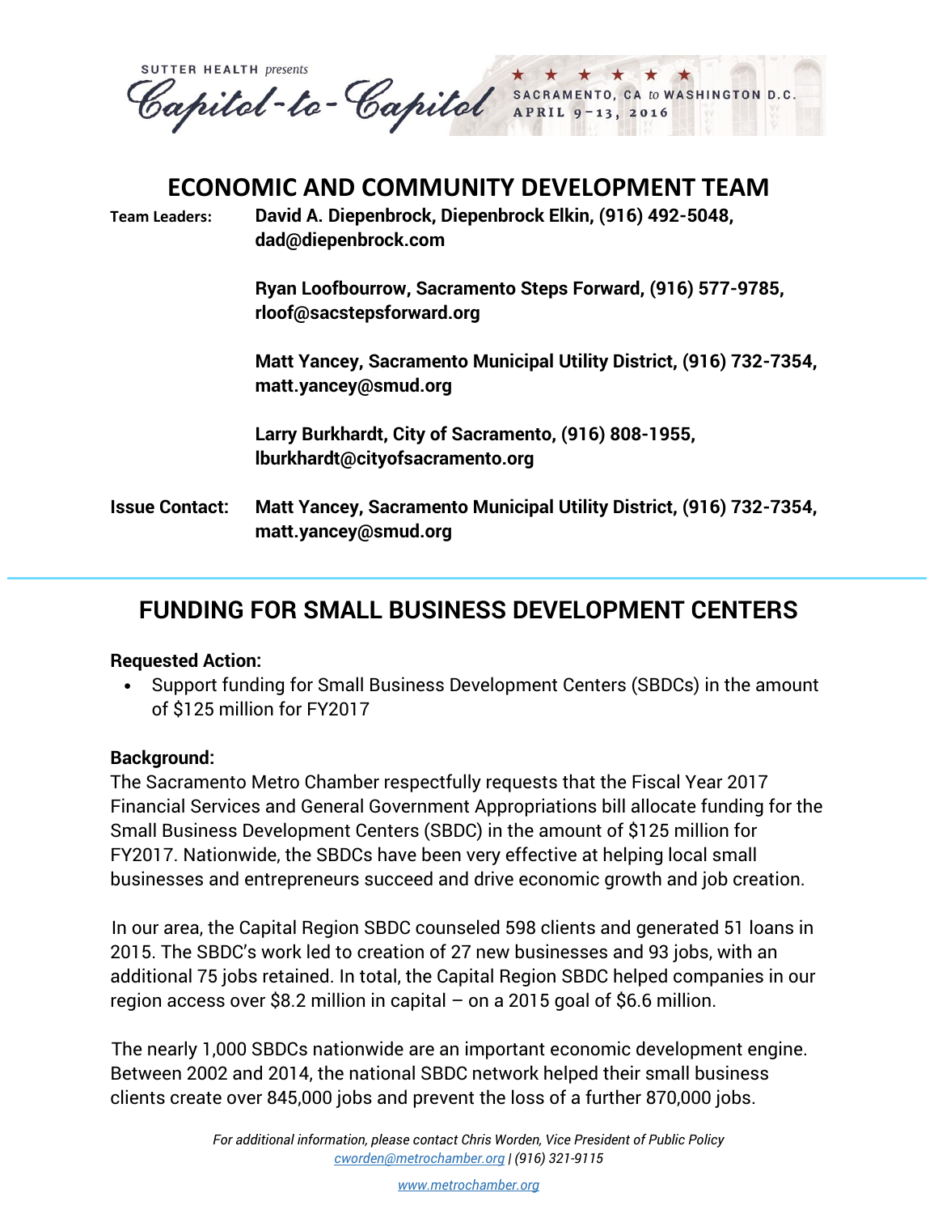SUTTER HEALTH *presents*

Capitol-to-Capitol

SACRAMENTO, CA *to* WASHINGTON D.C.
APRIL 9–13, 2016

# ECONOMIC AND COMMUNITY DEVELOPMENT TEAM

**Team Leaders:** **David A. Diepenbrock, Diepenbrock Elkin, (916) 492-5048, dad@diepenbrock.com**

**Ryan Loofbourrow, Sacramento Steps Forward, (916) 577-9785, rloof@sacstepsforward.org**

**Matt Yancey, Sacramento Municipal Utility District, (916) 732-7354, matt.yancey@smud.org**

**Larry Burkhardt, City of Sacramento, (916) 808-1955, lburkhardt@cityofsacramento.org**

**Issue Contact:** **Matt Yancey, Sacramento Municipal Utility District, (916) 732-7354, matt.yancey@smud.org**

---

# FUNDING FOR SMALL BUSINESS DEVELOPMENT CENTERS

**Requested Action:**

- Support funding for Small Business Development Centers (SBDCs) in the amount of $125 million for FY2017

**Background:**

The Sacramento Metro Chamber respectfully requests that the Fiscal Year 2017 Financial Services and General Government Appropriations bill allocate funding for the Small Business Development Centers (SBDC) in the amount of $125 million for FY2017. Nationwide, the SBDCs have been very effective at helping local small businesses and entrepreneurs succeed and drive economic growth and job creation.

In our area, the Capital Region SBDC counseled 598 clients and generated 51 loans in 2015. The SBDC's work led to creation of 27 new businesses and 93 jobs, with an additional 75 jobs retained. In total, the Capital Region SBDC helped companies in our region access over $8.2 million in capital – on a 2015 goal of $6.6 million.

The nearly 1,000 SBDCs nationwide are an important economic development engine. Between 2002 and 2014, the national SBDC network helped their small business clients create over 845,000 jobs and prevent the loss of a further 870,000 jobs.

*For additional information, please contact Chris Worden, Vice President of Public Policy*
*cworden@metrochamber.org | (916) 321-9115*

*www.metrochamber.org*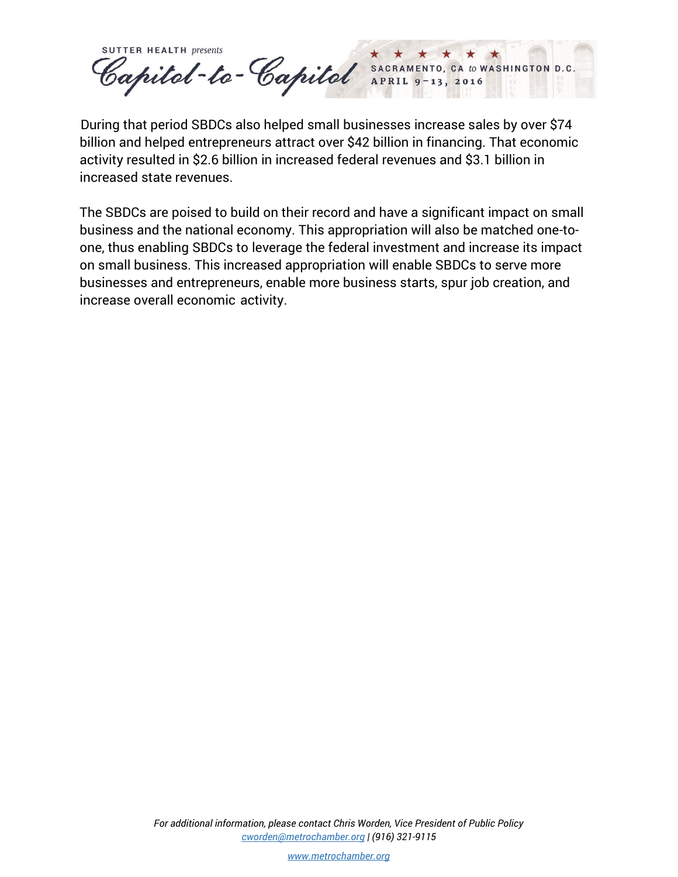During that period SBDCs also helped small businesses increase sales by over $74 billion and helped entrepreneurs attract over $42 billion in financing. That economic activity resulted in $2.6 billion in increased federal revenues and $3.1 billion in increased state revenues.

The SBDCs are poised to build on their record and have a significant impact on small business and the national economy. This appropriation will also be matched one-to-one, thus enabling SBDCs to leverage the federal investment and increase its impact on small business. This increased appropriation will enable SBDCs to serve more businesses and entrepreneurs, enable more business starts, spur job creation, and increase overall economic activity.

*For additional information, please contact Chris Worden, Vice President of Public Policy*
*cworden@metrochamber.org | (916) 321-9115*

*www.metrochamber.org*